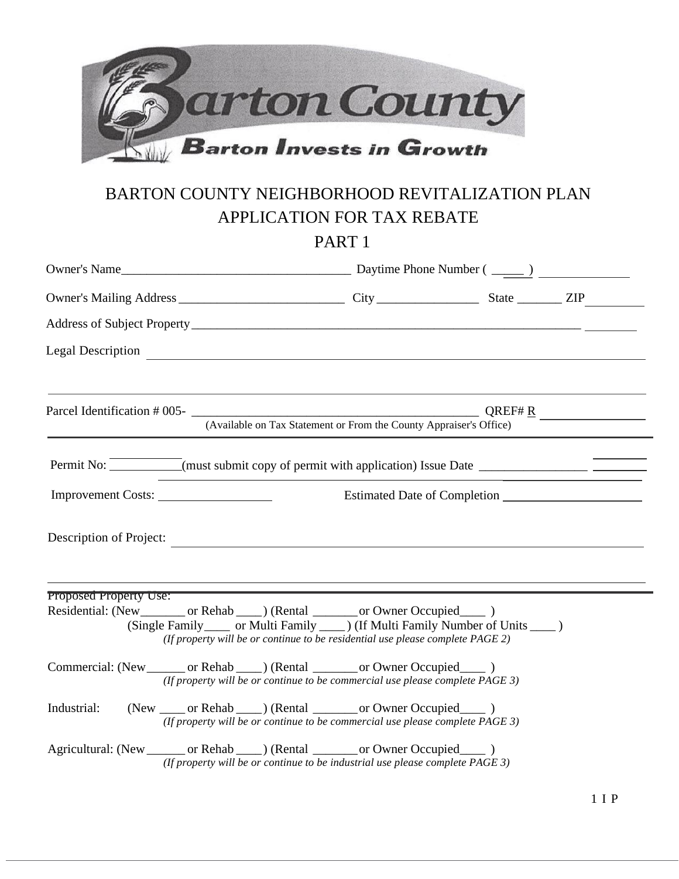Barton County

Barton Invests in Growth

# BARTON COUNTY NEIGHBORHOOD REVITALIZATION PLAN
# APPLICATION FOR TAX REBATE
## PART 1

Owner's Name____________________________________ Daytime Phone Number ( _____ ) ______________

Owner's Mailing Address __________________________ City ________________ State _______ ZIP _________

Address of Subject Property ________________________________________________________________

Legal Description ___________________________________________________________________________

_____________________________________________________________________________________________

Parcel Identification # 005- _____________________________________________ QREF# R ________________
(Available on Tax Statement or From the County Appraiser's Office)

Permit No: ___________(must submit copy of permit with application) Issue Date ________________

Improvement Costs: _________________ Estimated Date of Completion _____________________

Description of Project: ____________________________________________________________________

_____________________________________________________________________________________________

Proposed Property Use:

Residential: (New_______ or Rehab ____) (Rental _______or Owner Occupied____ )
(Single Family____ or Multi Family ____) (If Multi Family Number of Units ____ )
*(If property will be or continue to be residential use please complete PAGE 2)*

Commercial: (New______ or Rehab ____) (Rental _______or Owner Occupied____ )
*(If property will be or continue to be commercial use please complete PAGE 3)*

Industrial: (New ____ or Rehab ____) (Rental _______or Owner Occupied____ )
*(If property will be or continue to be commercial use please complete PAGE 3)*

Agricultural: (New______ or Rehab ____) (Rental _______or Owner Occupied____ )
*(If property will be or continue to be industrial use please complete PAGE 3)*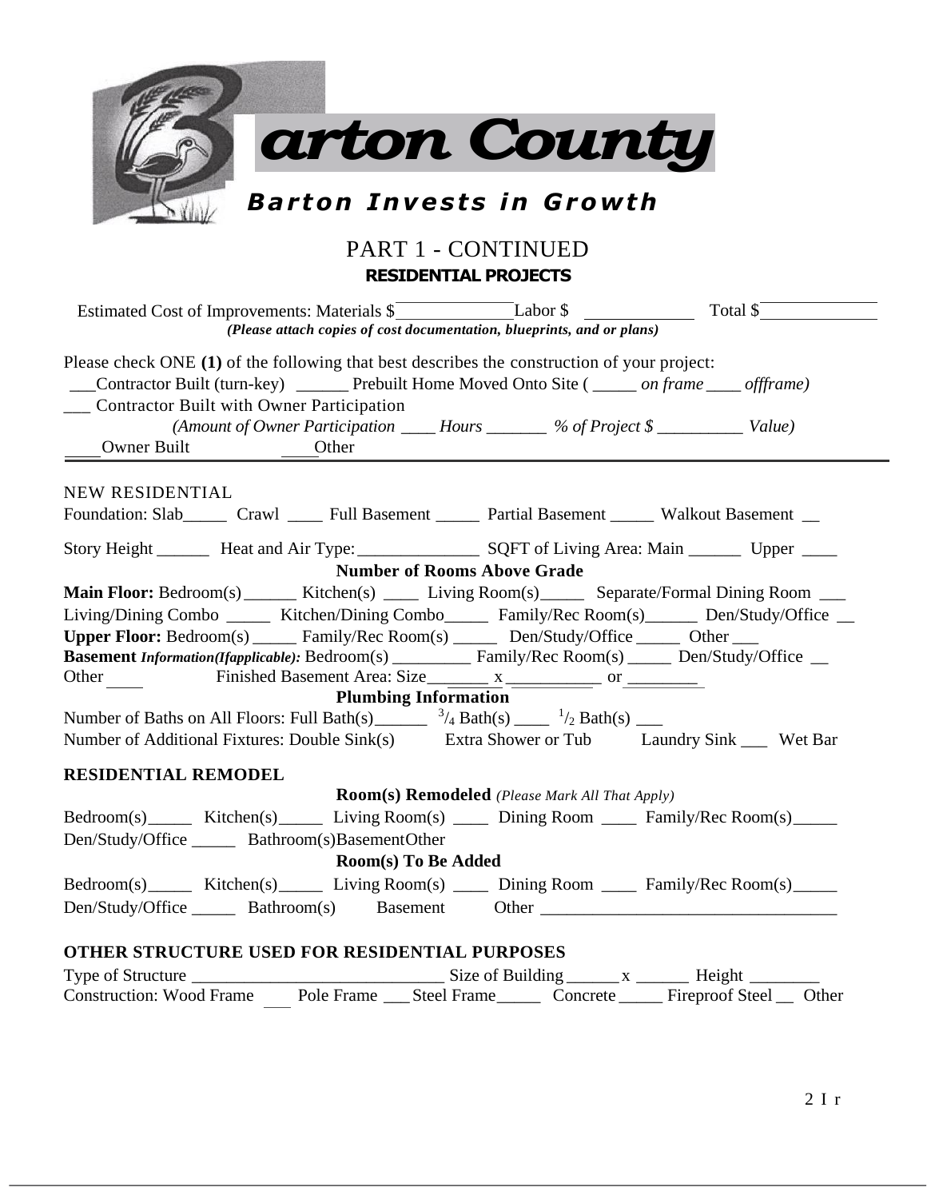# Barton County

***Barton Invests in Growth***

## PART 1 - CONTINUED

### RESIDENTIAL PROJECTS

Estimated Cost of Improvements: Materials $____________ Labor $ ____________ Total $____________

***(Please attach copies of cost documentation, blueprints, and or plans)***

Please check ONE **(1)** of the following that best describes the construction of your project:

___Contractor Built (turn-key) ______ Prebuilt Home Moved Onto Site ( _____ *on frame* ____ *offframe)*

___ Contractor Built with Owner Participation

*(Amount of Owner Participation ____ Hours _______ % of Project $ __________ Value)*

____Owner Built ____Other

NEW RESIDENTIAL

Foundation: Slab_____ Crawl ____ Full Basement _____ Partial Basement _____ Walkout Basement __

Story Height ______ Heat and Air Type:______________ SQFT of Living Area: Main ______ Upper ____

**Number of Rooms Above Grade**

**Main Floor:** Bedroom(s) ______ Kitchen(s) ____ Living Room(s)_____ Separate/Formal Dining Room ___

Living/Dining Combo _____ Kitchen/Dining Combo_____ Family/Rec Room(s)______ Den/Study/Office __

**Upper Floor:** Bedroom(s) _____ Family/Rec Room(s) _____ Den/Study/Office _____ Other ___

**Basement** ***Information(Ifapplicable):*** Bedroom(s) _________ Family/Rec Room(s) _____ Den/Study/Office __

Other ____ Finished Basement Area: Size_______ x __________ or ________

**Plumbing Information**

Number of Baths on All Floors: Full Bath(s)______ ¾ Bath(s) ____ ½ Bath(s) ___

Number of Additional Fixtures: Double Sink(s) Extra Shower or Tub Laundry Sink ___ Wet Bar

**RESIDENTIAL REMODEL**

**Room(s) Remodeled** *(Please Mark All That Apply)*

Bedroom(s)_____ Kitchen(s)_____ Living Room(s) ____ Dining Room ____ Family/Rec Room(s)_____

Den/Study/Office _____ Bathroom(s)BasementOther

**Room(s) To Be Added**

Bedroom(s)_____ Kitchen(s)_____ Living Room(s) ____ Dining Room ____ Family/Rec Room(s)_____

Den/Study/Office _____ Bathroom(s) Basement Other _________________________________

**OTHER STRUCTURE USED FOR RESIDENTIAL PURPOSES**

Type of Structure _____________________________ Size of Building ______ x ______ Height ________

Construction: Wood Frame ___ Pole Frame ___ Steel Frame_____ Concrete _____ Fireproof Steel __ Other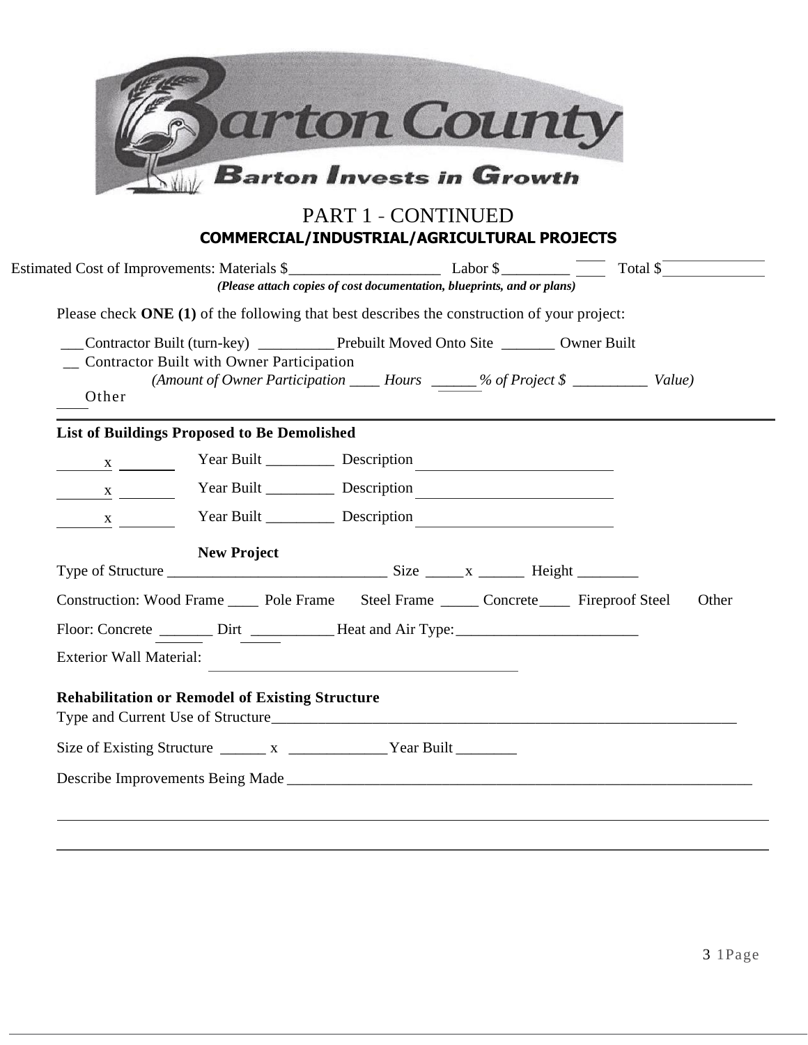# PART 1 - CONTINUED

## COMMERCIAL/INDUSTRIAL/AGRICULTURAL PROJECTS

Estimated Cost of Improvements: Materials $____________________ Labor $_________ ____ Total $______________

***(Please attach copies of cost documentation, blueprints, and or plans)***

Please check **ONE (1)** of the following that best describes the construction of your project:

___Contractor Built (turn-key) __________Prebuilt Moved Onto Site _______ Owner Built

__ Contractor Built with Owner Participation

*(Amount of Owner Participation ____ Hours ______% of Project $ __________ Value)*

____Other

**List of Buildings Proposed to Be Demolished**

_______ x _______ Year Built _________ Description ___________________________

_______ x _______ Year Built _________ Description ___________________________

_______ x _______ Year Built _________ Description ___________________________

**New Project**

Type of Structure _____________________________ Size _____x ______ Height ________

Construction: Wood Frame ____ Pole Frame Steel Frame _____ Concrete____ Fireproof Steel Other

Floor: Concrete _______ Dirt ___________ Heat and Air Type:________________________

Exterior Wall Material: ________________________________________

**Rehabilitation or Remodel of Existing Structure**

Type and Current Use of Structure_________________________________________________________________

Size of Existing Structure ______ x _____________Year Built ________

Describe Improvements Being Made ___________________________________________________________

______________________________________________________________________________________

______________________________________________________________________________________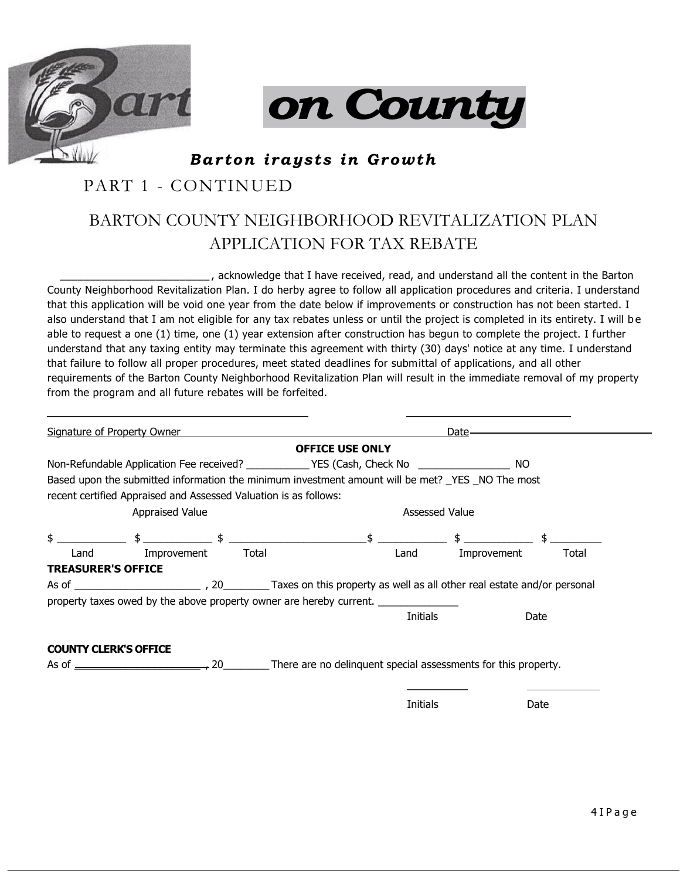# Barton County

***Barton iraysts in Growth***

## PART 1 - CONTINUED

## BARTON COUNTY NEIGHBORHOOD REVITALIZATION PLAN APPLICATION FOR TAX REBATE

_________________________ , acknowledge that I have received, read, and understand all the content in the Barton County Neighborhood Revitalization Plan. I do herby agree to follow all application procedures and criteria. I understand that this application will be void one year from the date below if improvements or construction has not been started. I also understand that I am not eligible for any tax rebates unless or until the project is completed in its entirety. I will be able to request a one (1) time, one (1) year extension after construction has begun to complete the project. I further understand that any taxing entity may terminate this agreement with thirty (30) days' notice at any time. I understand that failure to follow all proper procedures, meet stated deadlines for submittal of applications, and all other requirements of the Barton County Neighborhood Revitalization Plan will result in the immediate removal of my property from the program and all future rebates will be forfeited.

_________________________________________ &nbsp;&nbsp;&nbsp;&nbsp; _________________________

Signature of Property Owner &nbsp;&nbsp;&nbsp;&nbsp; Date

**OFFICE USE ONLY**

Non-Refundable Application Fee received? ___________YES (Cash, Check No ________________ NO

Based upon the submitted information the minimum investment amount will be met? _YES _NO The most recent certified Appraised and Assessed Valuation is as follows:

| Appraised Value | | | Assessed Value | | |
|---|---|---|---|---|---|
| $ ____________ | $ ____________ | $ ________________________ | $ ____________ | $ ____________ | $ _________ |
| Land | Improvement | Total | Land | Improvement | Total |

**TREASURER'S OFFICE**

As of ______________________ , 20________ Taxes on this property as well as all other real estate and/or personal property taxes owed by the above property owner are hereby current. ______________

Initials &nbsp;&nbsp;&nbsp;&nbsp; Date

**COUNTY CLERK'S OFFICE**

As of ______________________ , 20________ There are no delinquent special assessments for this property.

__________ &nbsp;&nbsp;&nbsp;&nbsp; ____________

Initials &nbsp;&nbsp;&nbsp;&nbsp; Date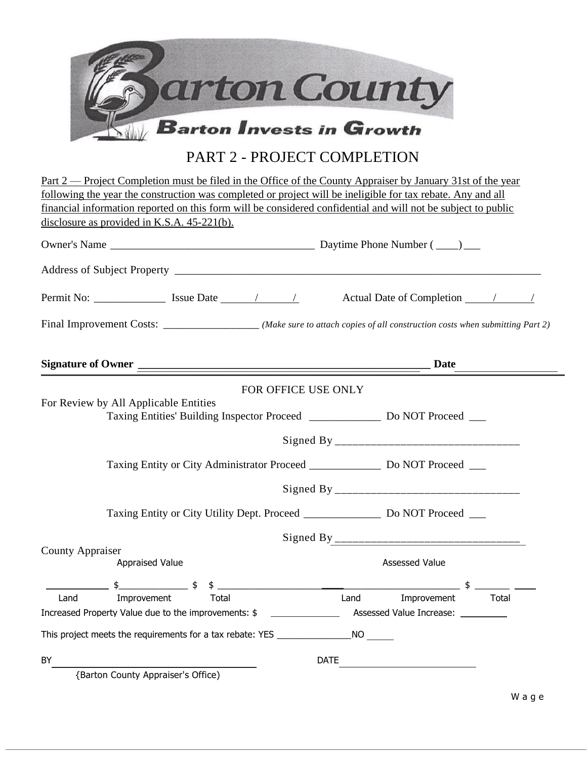Barton County

Barton Invests in Growth

# PART 2 - PROJECT COMPLETION

Part 2 — Project Completion must be filed in the Office of the County Appraiser by January 31st of the year following the year the construction was completed or project will be ineligible for tax rebate. Any and all financial information reported on this form will be considered confidential and will not be subject to public disclosure as provided in K.S.A. 45-221(b).

Owner's Name _____________________________________ Daytime Phone Number ( ____) ___

Address of Subject Property _______________________________________________________________

Permit No: _____________ Issue Date ______/______/ Actual Date of Completion _____/______/

Final Improvement Costs: _________________ *(Make sure to attach copies of all construction costs when submitting Part 2)*

**Signature of Owner** _____________________________________________________ **Date** _________________

FOR OFFICE USE ONLY

For Review by All Applicable Entities

Taxing Entities' Building Inspector Proceed _____________ Do NOT Proceed ___

Signed By _______________________________

Taxing Entity or City Administrator Proceed _____________ Do NOT Proceed ___

Signed By _______________________________

Taxing Entity or City Utility Dept. Proceed ______________ Do NOT Proceed ___

Signed By _______________________________

County Appraiser

| Appraised Value | | | Assessed Value | | |
|---|---|---|---|---|---|
| ________ | $____________ | $ ____________ | ________ | ____________ | $ ________ |
| Land | Improvement | Total | Land | Improvement | Total |

Increased Property Value due to the improvements: $ ____________ Assessed Value Increase: ________

This project meets the requirements for a tax rebate: YES _______________NO _____

BY ______________________________________ DATE ___________________________

{Barton County Appraiser's Office)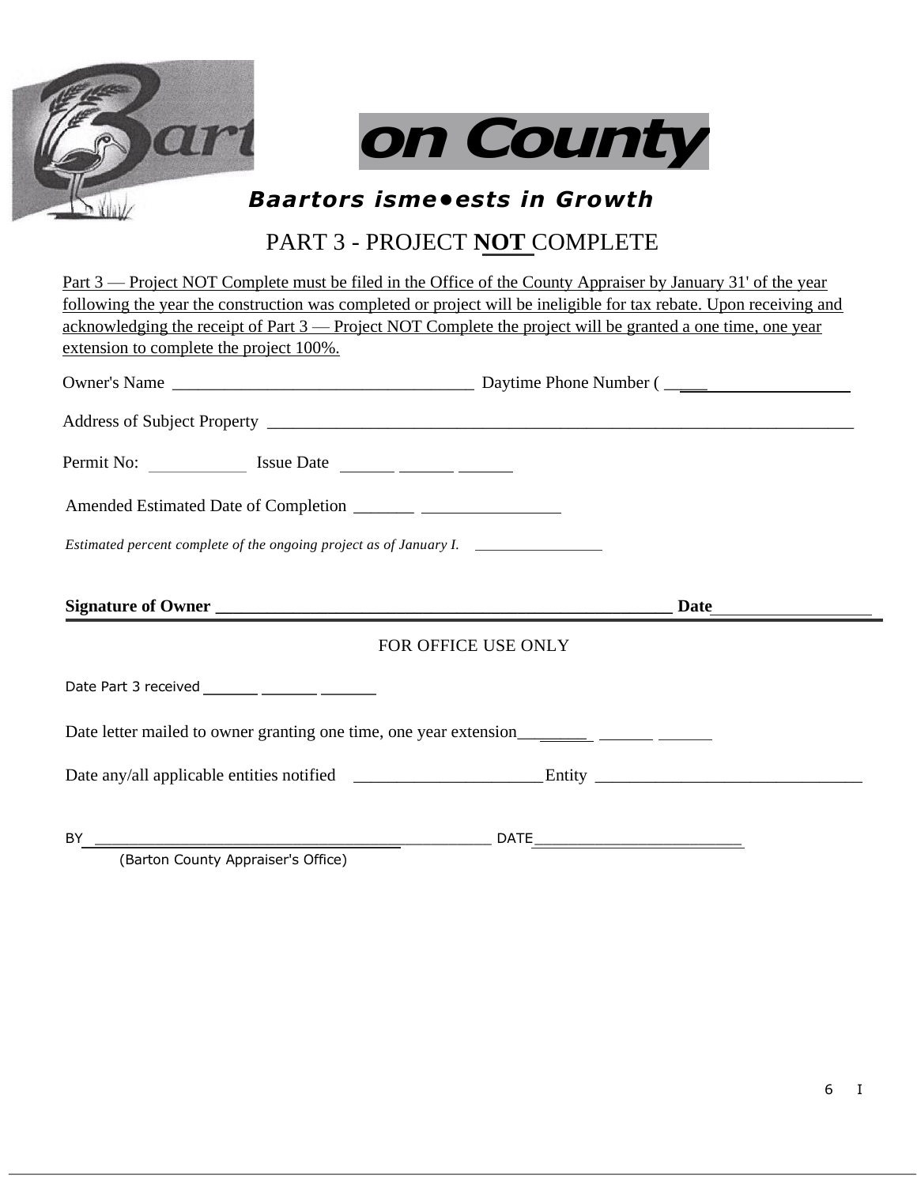# on County

***Baartors isme•ests in Growth***

## PART 3 - PROJECT NOT COMPLETE

Part 3 — Project NOT Complete must be filed in the Office of the County Appraiser by January 31' of the year following the year the construction was completed or project will be ineligible for tax rebate. Upon receiving and acknowledging the receipt of Part 3 — Project NOT Complete the project will be granted a one time, one year extension to complete the project 100%.

Owner's Name ___________________________________ Daytime Phone Number ( ____________________

Address of Subject Property ____________________________________________________________________

Permit No: ___________ Issue Date ______ ______ ______

Amended Estimated Date of Completion _______ ________________

*Estimated percent complete of the ongoing project as of January I.* ________________

**Signature of Owner** ______________________________________________________ **Date** __________________

FOR OFFICE USE ONLY

Date Part 3 received ______ ______ ______

Date letter mailed to owner granting one time, one year extension________ ______ ______

Date any/all applicable entities notified _____________________ Entity ______________________________

BY ______________________________________________ DATE_________________________
(Barton County Appraiser's Office)